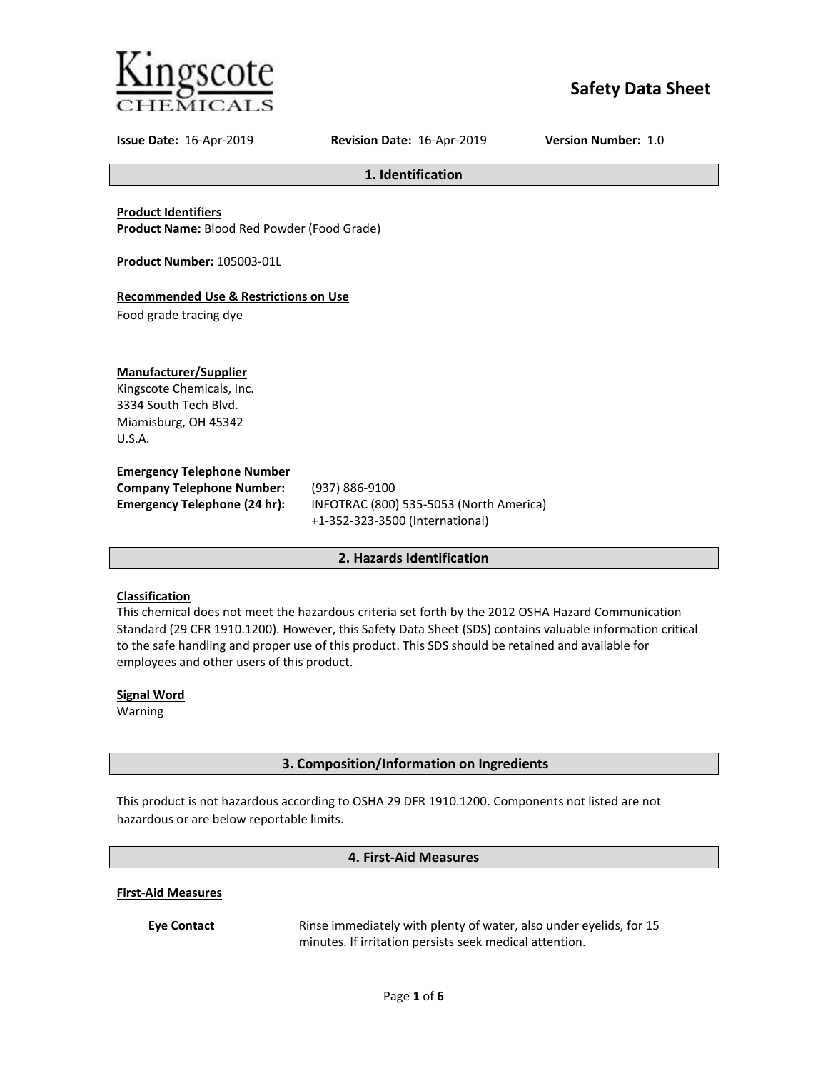Kingscote CHEMICALS

# Safety Data Sheet

**Issue Date:** 16-Apr-2019 **Revision Date:** 16-Apr-2019 **Version Number:** 1.0

## 1. Identification

**Product Identifiers**
**Product Name:** Blood Red Powder (Food Grade)

**Product Number:** 105003-01L

**Recommended Use & Restrictions on Use**
Food grade tracing dye

**Manufacturer/Supplier**
Kingscote Chemicals, Inc.
3334 South Tech Blvd.
Miamisburg, OH 45342
U.S.A.

**Emergency Telephone Number**

| | |
|---|---|
| **Company Telephone Number:** | (937) 886-9100 |
| **Emergency Telephone (24 hr):** | INFOTRAC (800) 535-5053 (North America)<br>+1-352-323-3500 (International) |

## 2. Hazards Identification

**Classification**
This chemical does not meet the hazardous criteria set forth by the 2012 OSHA Hazard Communication Standard (29 CFR 1910.1200). However, this Safety Data Sheet (SDS) contains valuable information critical to the safe handling and proper use of this product. This SDS should be retained and available for employees and other users of this product.

**Signal Word**
Warning

## 3. Composition/Information on Ingredients

This product is not hazardous according to OSHA 29 DFR 1910.1200. Components not listed are not hazardous or are below reportable limits.

## 4. First-Aid Measures

**First-Aid Measures**

| | |
|---|---|
| **Eye Contact** | Rinse immediately with plenty of water, also under eyelids, for 15 minutes. If irritation persists seek medical attention. |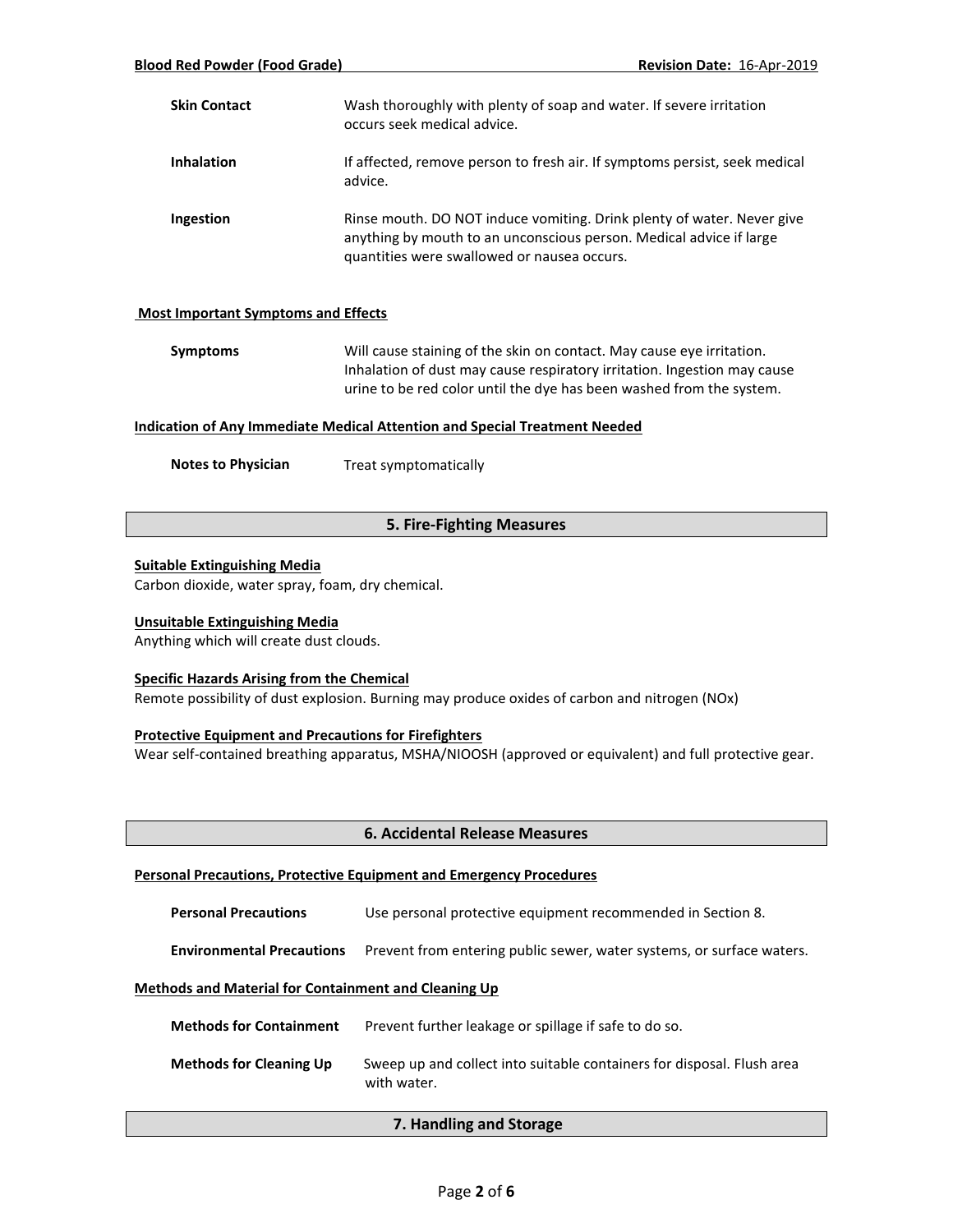| | |
|---|---|
| **Skin Contact** | Wash thoroughly with plenty of soap and water. If severe irritation occurs seek medical advice. |
| **Inhalation** | If affected, remove person to fresh air. If symptoms persist, seek medical advice. |
| **Ingestion** | Rinse mouth. DO NOT induce vomiting. Drink plenty of water. Never give anything by mouth to an unconscious person. Medical advice if large quantities were swallowed or nausea occurs. |

**Most Important Symptoms and Effects**

| | |
|---|---|
| **Symptoms** | Will cause staining of the skin on contact. May cause eye irritation. Inhalation of dust may cause respiratory irritation. Ingestion may cause urine to be red color until the dye has been washed from the system. |

**Indication of Any Immediate Medical Attention and Special Treatment Needed**

| | |
|---|---|
| **Notes to Physician** | Treat symptomatically |

## 5. Fire-Fighting Measures

**Suitable Extinguishing Media**

Carbon dioxide, water spray, foam, dry chemical.

**Unsuitable Extinguishing Media**

Anything which will create dust clouds.

**Specific Hazards Arising from the Chemical**

Remote possibility of dust explosion. Burning may produce oxides of carbon and nitrogen (NOx)

**Protective Equipment and Precautions for Firefighters**

Wear self-contained breathing apparatus, MSHA/NIOOSH (approved or equivalent) and full protective gear.

## 6. Accidental Release Measures

**Personal Precautions, Protective Equipment and Emergency Procedures**

| | |
|---|---|
| **Personal Precautions** | Use personal protective equipment recommended in Section 8. |
| **Environmental Precautions** | Prevent from entering public sewer, water systems, or surface waters. |

**Methods and Material for Containment and Cleaning Up**

| | |
|---|---|
| **Methods for Containment** | Prevent further leakage or spillage if safe to do so. |
| **Methods for Cleaning Up** | Sweep up and collect into suitable containers for disposal. Flush area with water. |

## 7. Handling and Storage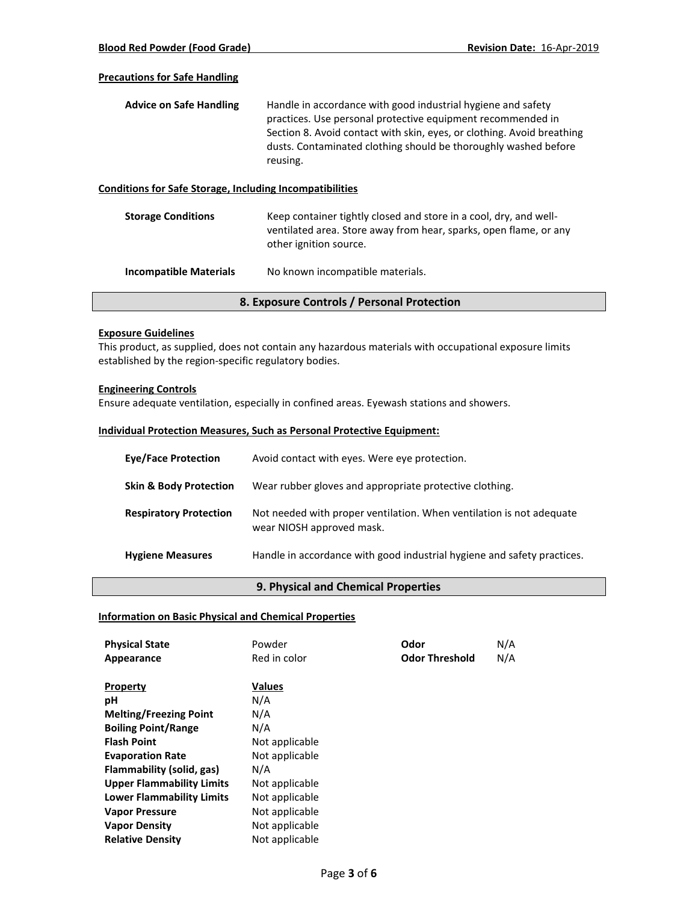#### Precautions for Safe Handling

**Advice on Safe Handling** Handle in accordance with good industrial hygiene and safety practices. Use personal protective equipment recommended in Section 8. Avoid contact with skin, eyes, or clothing. Avoid breathing dusts. Contaminated clothing should be thoroughly washed before reusing.

#### Conditions for Safe Storage, Including Incompatibilities

**Storage Conditions** Keep container tightly closed and store in a cool, dry, and well-ventilated area. Store away from hear, sparks, open flame, or any other ignition source.

**Incompatible Materials** No known incompatible materials.

## 8. Exposure Controls / Personal Protection

#### Exposure Guidelines

This product, as supplied, does not contain any hazardous materials with occupational exposure limits established by the region-specific regulatory bodies.

#### Engineering Controls

Ensure adequate ventilation, especially in confined areas. Eyewash stations and showers.

#### Individual Protection Measures, Such as Personal Protective Equipment:

**Eye/Face Protection** Avoid contact with eyes. Were eye protection.

**Skin & Body Protection** Wear rubber gloves and appropriate protective clothing.

**Respiratory Protection** Not needed with proper ventilation. When ventilation is not adequate wear NIOSH approved mask.

**Hygiene Measures** Handle in accordance with good industrial hygiene and safety practices.

## 9. Physical and Chemical Properties

#### Information on Basic Physical and Chemical Properties

| | | | |
|---|---|---|---|
| **Physical State** | Powder | **Odor** | N/A |
| **Appearance** | Red in color | **Odor Threshold** | N/A |

| Property | Values |
|---|---|
| **pH** | N/A |
| **Melting/Freezing Point** | N/A |
| **Boiling Point/Range** | N/A |
| **Flash Point** | Not applicable |
| **Evaporation Rate** | Not applicable |
| **Flammability (solid, gas)** | N/A |
| **Upper Flammability Limits** | Not applicable |
| **Lower Flammability Limits** | Not applicable |
| **Vapor Pressure** | Not applicable |
| **Vapor Density** | Not applicable |
| **Relative Density** | Not applicable |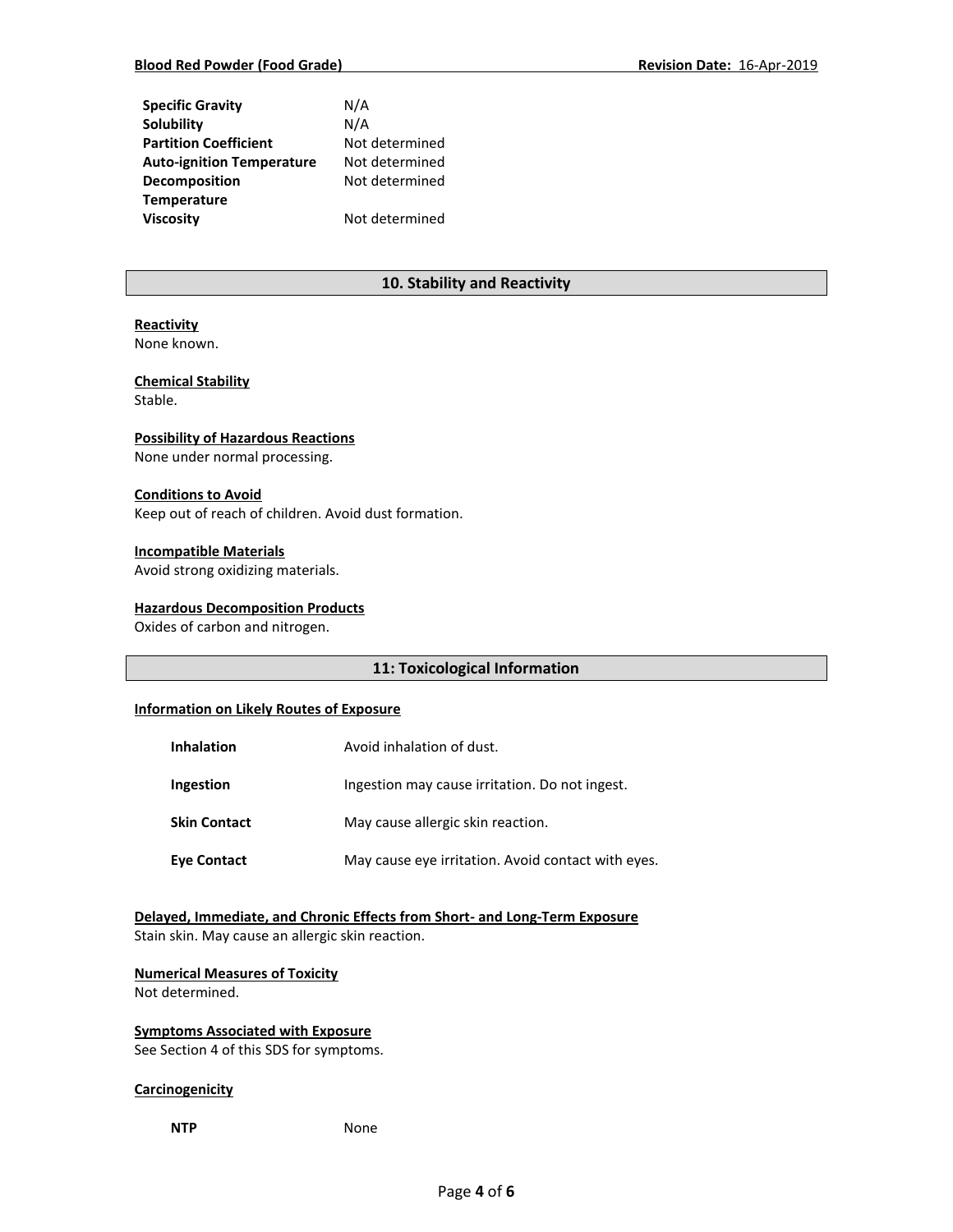| | |
|---|---|
| **Specific Gravity** | N/A |
| **Solubility** | N/A |
| **Partition Coefficient** | Not determined |
| **Auto-ignition Temperature** | Not determined |
| **Decomposition Temperature** | Not determined |
| **Viscosity** | Not determined |

## 10. Stability and Reactivity

**Reactivity**
None known.

**Chemical Stability**
Stable.

**Possibility of Hazardous Reactions**
None under normal processing.

**Conditions to Avoid**
Keep out of reach of children. Avoid dust formation.

**Incompatible Materials**
Avoid strong oxidizing materials.

**Hazardous Decomposition Products**
Oxides of carbon and nitrogen.

## 11: Toxicological Information

**Information on Likely Routes of Exposure**

| | |
|---|---|
| **Inhalation** | Avoid inhalation of dust. |
| **Ingestion** | Ingestion may cause irritation. Do not ingest. |
| **Skin Contact** | May cause allergic skin reaction. |
| **Eye Contact** | May cause eye irritation. Avoid contact with eyes. |

**Delayed, Immediate, and Chronic Effects from Short- and Long-Term Exposure**
Stain skin. May cause an allergic skin reaction.

**Numerical Measures of Toxicity**
Not determined.

**Symptoms Associated with Exposure**
See Section 4 of this SDS for symptoms.

**Carcinogenicity**

| | |
|---|---|
| **NTP** | None |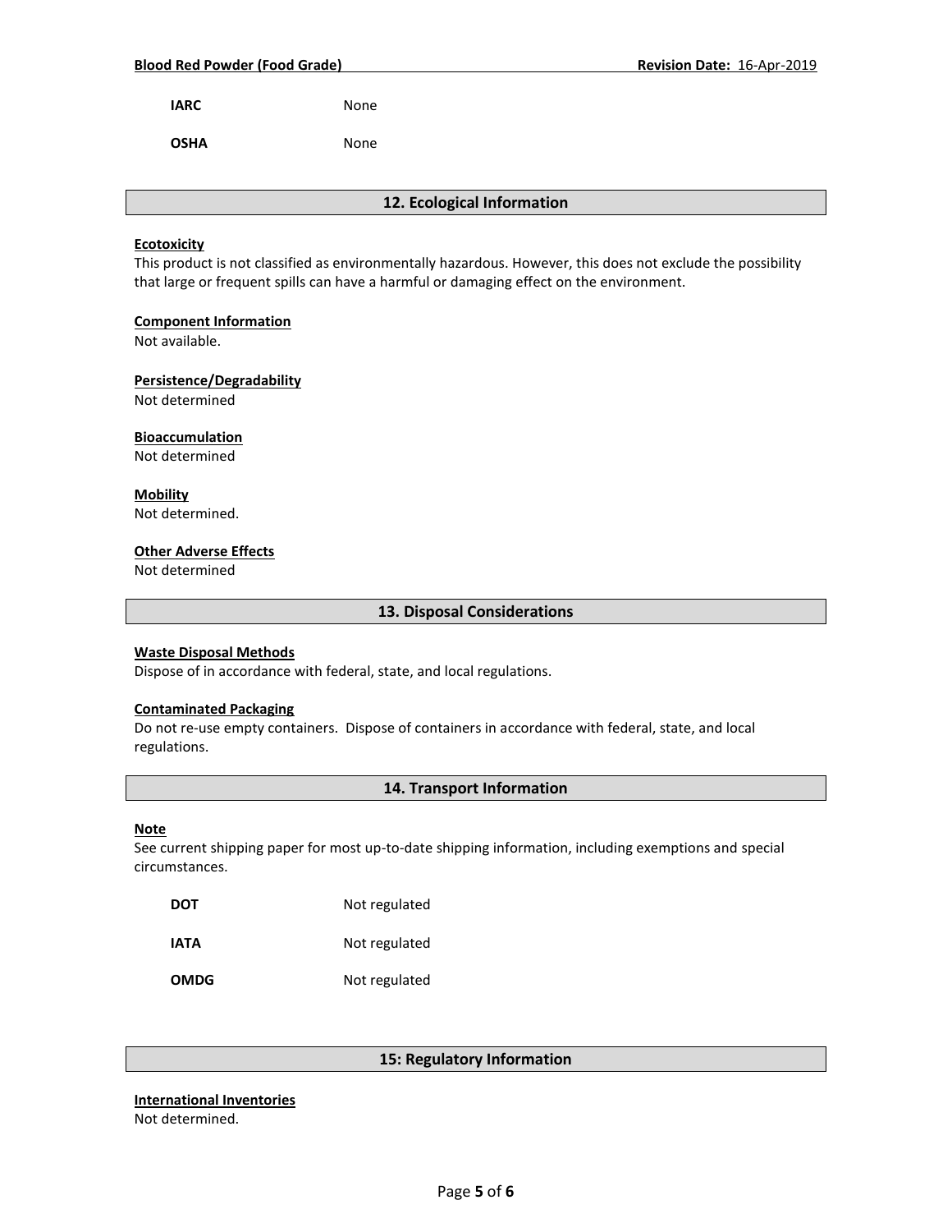| | |
|---|---|
| **IARC** | None |
| **OSHA** | None |

## 12. Ecological Information

**Ecotoxicity**
This product is not classified as environmentally hazardous. However, this does not exclude the possibility that large or frequent spills can have a harmful or damaging effect on the environment.

**Component Information**
Not available.

**Persistence/Degradability**
Not determined

**Bioaccumulation**
Not determined

**Mobility**
Not determined.

**Other Adverse Effects**
Not determined

## 13. Disposal Considerations

**Waste Disposal Methods**
Dispose of in accordance with federal, state, and local regulations.

**Contaminated Packaging**
Do not re-use empty containers. Dispose of containers in accordance with federal, state, and local regulations.

## 14. Transport Information

**Note**
See current shipping paper for most up-to-date shipping information, including exemptions and special circumstances.

| | |
|---|---|
| **DOT** | Not regulated |
| **IATA** | Not regulated |
| **OMDG** | Not regulated |

## 15: Regulatory Information

**International Inventories**
Not determined.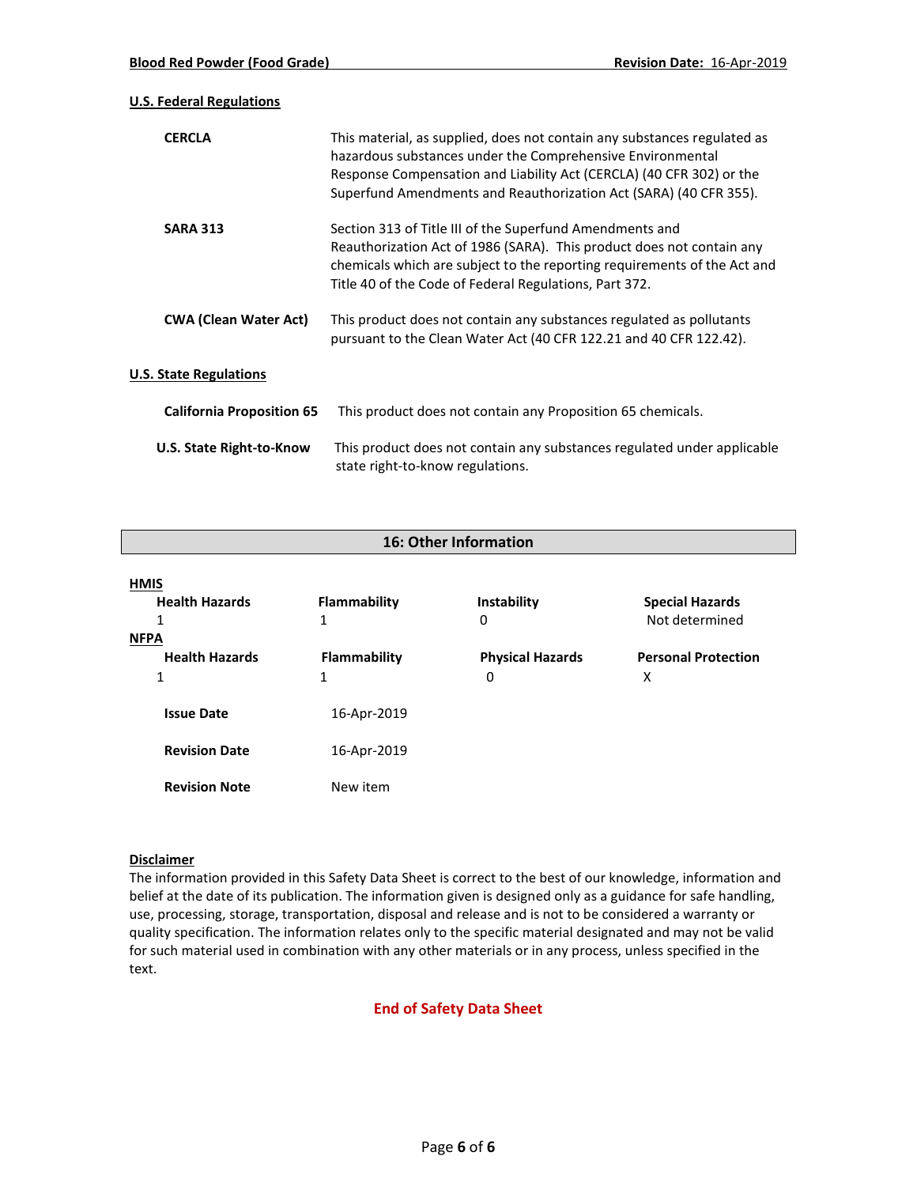**U.S. Federal Regulations**

| | |
|---|---|
| **CERCLA** | This material, as supplied, does not contain any substances regulated as hazardous substances under the Comprehensive Environmental Response Compensation and Liability Act (CERCLA) (40 CFR 302) or the Superfund Amendments and Reauthorization Act (SARA) (40 CFR 355). |
| **SARA 313** | Section 313 of Title III of the Superfund Amendments and Reauthorization Act of 1986 (SARA). This product does not contain any chemicals which are subject to the reporting requirements of the Act and Title 40 of the Code of Federal Regulations, Part 372. |
| **CWA (Clean Water Act)** | This product does not contain any substances regulated as pollutants pursuant to the Clean Water Act (40 CFR 122.21 and 40 CFR 122.42). |

**U.S. State Regulations**

| | |
|---|---|
| **California Proposition 65** | This product does not contain any Proposition 65 chemicals. |
| **U.S. State Right-to-Know** | This product does not contain any substances regulated under applicable state right-to-know regulations. |

## 16: Other Information

**HMIS**

| Health Hazards | Flammability | Instability | Special Hazards |
|---|---|---|---|
| 1 | 1 | 0 | Not determined |

**NFPA**

| Health Hazards | Flammability | Physical Hazards | Personal Protection |
|---|---|---|---|
| 1 | 1 | 0 | X |

| | |
|---|---|
| **Issue Date** | 16-Apr-2019 |
| **Revision Date** | 16-Apr-2019 |
| **Revision Note** | New item |

**Disclaimer**

The information provided in this Safety Data Sheet is correct to the best of our knowledge, information and belief at the date of its publication. The information given is designed only as a guidance for safe handling, use, processing, storage, transportation, disposal and release and is not to be considered a warranty or quality specification. The information relates only to the specific material designated and may not be valid for such material used in combination with any other materials or in any process, unless specified in the text.

**End of Safety Data Sheet**